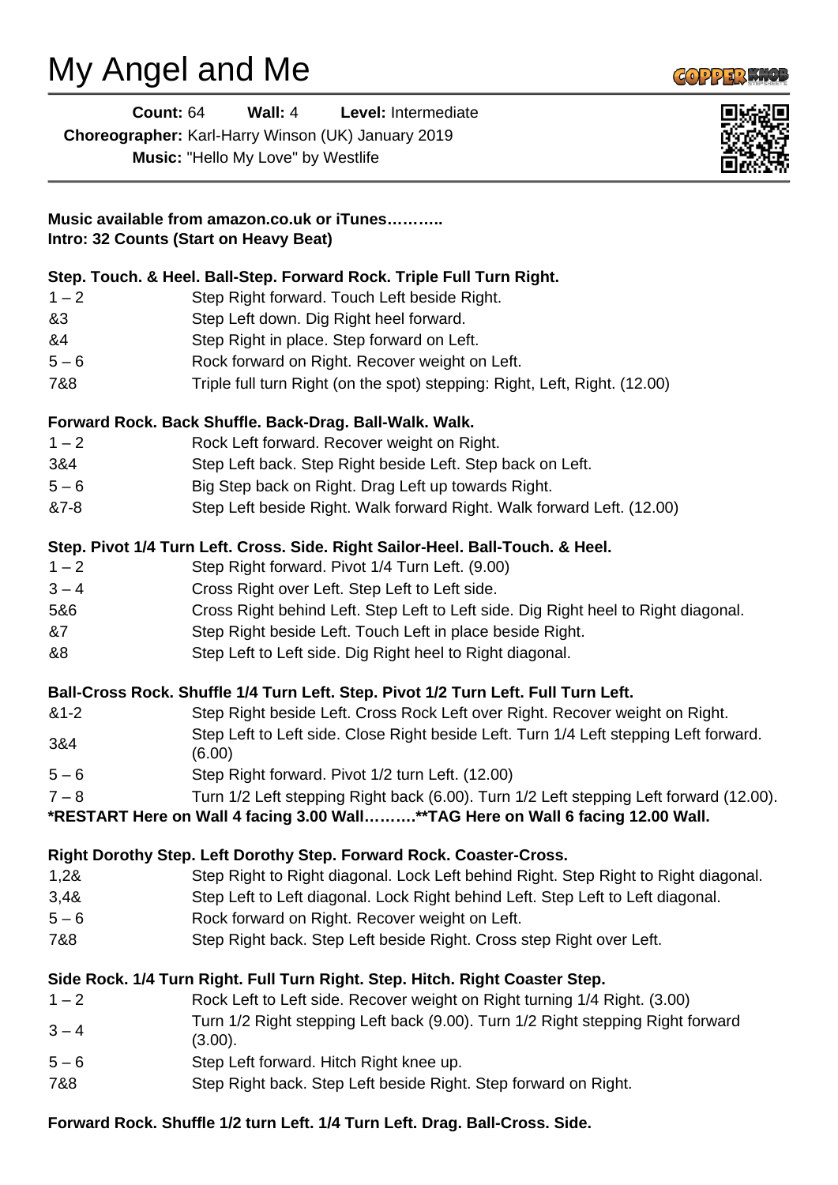# My Angel and Me

**Count:** 64 **Wall:** 4 **Level:** Intermediate

**Choreographer:** Karl-Harry Winson (UK) January 2019

**Music:** "Hello My Love" by Westlife

**Music available from amazon.co.uk or iTunes………..**
**Intro: 32 Counts (Start on Heavy Beat)**

**Step. Touch. & Heel. Ball-Step. Forward Rock. Triple Full Turn Right.**

| | |
|---|---|
| 1 – 2 | Step Right forward. Touch Left beside Right. |
| &3 | Step Left down. Dig Right heel forward. |
| &4 | Step Right in place. Step forward on Left. |
| 5 – 6 | Rock forward on Right. Recover weight on Left. |
| 7&8 | Triple full turn Right (on the spot) stepping: Right, Left, Right. (12.00) |

**Forward Rock. Back Shuffle. Back-Drag. Ball-Walk. Walk.**

| | |
|---|---|
| 1 – 2 | Rock Left forward. Recover weight on Right. |
| 3&4 | Step Left back. Step Right beside Left. Step back on Left. |
| 5 – 6 | Big Step back on Right. Drag Left up towards Right. |
| &7-8 | Step Left beside Right. Walk forward Right. Walk forward Left. (12.00) |

**Step. Pivot 1/4 Turn Left. Cross. Side. Right Sailor-Heel. Ball-Touch. & Heel.**

| | |
|---|---|
| 1 – 2 | Step Right forward. Pivot 1/4 Turn Left. (9.00) |
| 3 – 4 | Cross Right over Left. Step Left to Left side. |
| 5&6 | Cross Right behind Left. Step Left to Left side. Dig Right heel to Right diagonal. |
| &7 | Step Right beside Left. Touch Left in place beside Right. |
| &8 | Step Left to Left side. Dig Right heel to Right diagonal. |

**Ball-Cross Rock. Shuffle 1/4 Turn Left. Step. Pivot 1/2 Turn Left. Full Turn Left.**

| | |
|---|---|
| &1-2 | Step Right beside Left. Cross Rock Left over Right. Recover weight on Right. |
| 3&4 | Step Left to Left side. Close Right beside Left. Turn 1/4 Left stepping Left forward. (6.00) |
| 5 – 6 | Step Right forward. Pivot 1/2 turn Left. (12.00) |
| 7 – 8 | Turn 1/2 Left stepping Right back (6.00). Turn 1/2 Left stepping Left forward (12.00). |

**\*RESTART Here on Wall 4 facing 3.00 Wall……….\*\*TAG Here on Wall 6 facing 12.00 Wall.**

**Right Dorothy Step. Left Dorothy Step. Forward Rock. Coaster-Cross.**

| | |
|---|---|
| 1,2& | Step Right to Right diagonal. Lock Left behind Right. Step Right to Right diagonal. |
| 3,4& | Step Left to Left diagonal. Lock Right behind Left. Step Left to Left diagonal. |
| 5 – 6 | Rock forward on Right. Recover weight on Left. |
| 7&8 | Step Right back. Step Left beside Right. Cross step Right over Left. |

**Side Rock. 1/4 Turn Right. Full Turn Right. Step. Hitch. Right Coaster Step.**

| | |
|---|---|
| 1 – 2 | Rock Left to Left side. Recover weight on Right turning 1/4 Right. (3.00) |
| 3 – 4 | Turn 1/2 Right stepping Left back (9.00). Turn 1/2 Right stepping Right forward (3.00). |
| 5 – 6 | Step Left forward. Hitch Right knee up. |
| 7&8 | Step Right back. Step Left beside Right. Step forward on Right. |

**Forward Rock. Shuffle 1/2 turn Left. 1/4 Turn Left. Drag. Ball-Cross. Side.**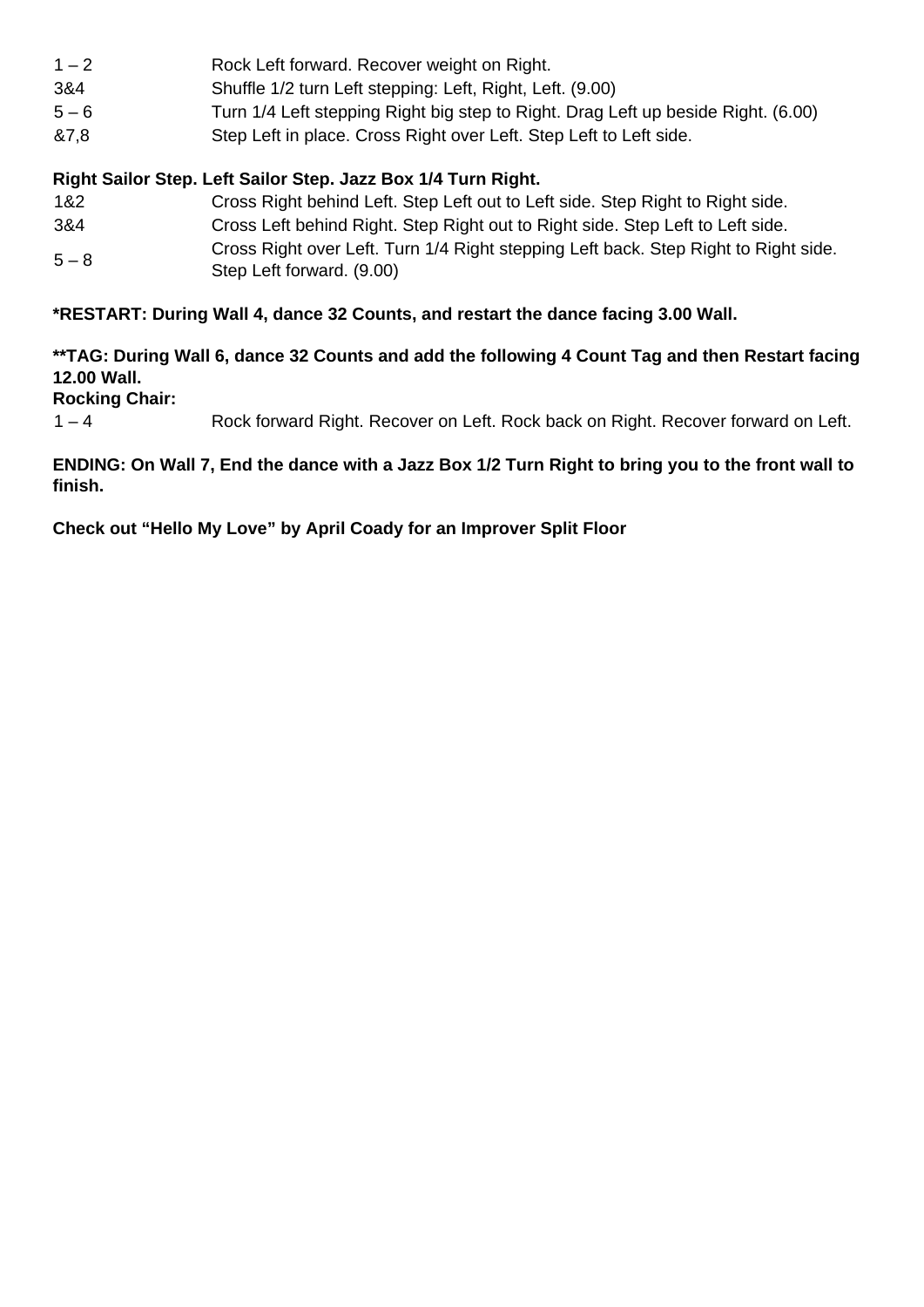| | |
|---|---|
| 1 – 2 | Rock Left forward. Recover weight on Right. |
| 3&4 | Shuffle 1/2 turn Left stepping: Left, Right, Left. (9.00) |
| 5 – 6 | Turn 1/4 Left stepping Right big step to Right. Drag Left up beside Right. (6.00) |
| &7,8 | Step Left in place. Cross Right over Left. Step Left to Left side. |

**Right Sailor Step. Left Sailor Step. Jazz Box 1/4 Turn Right.**

| | |
|---|---|
| 1&2 | Cross Right behind Left. Step Left out to Left side. Step Right to Right side. |
| 3&4 | Cross Left behind Right. Step Right out to Right side. Step Left to Left side. |
| 5 – 8 | Cross Right over Left. Turn 1/4 Right stepping Left back. Step Right to Right side. Step Left forward. (9.00) |

**\*RESTART: During Wall 4, dance 32 Counts, and restart the dance facing 3.00 Wall.**

**\*\*TAG: During Wall 6, dance 32 Counts and add the following 4 Count Tag and then Restart facing 12.00 Wall.**

**Rocking Chair:**

| | |
|---|---|
| 1 – 4 | Rock forward Right. Recover on Left. Rock back on Right. Recover forward on Left. |

**ENDING: On Wall 7, End the dance with a Jazz Box 1/2 Turn Right to bring you to the front wall to finish.**

**Check out “Hello My Love” by April Coady for an Improver Split Floor**